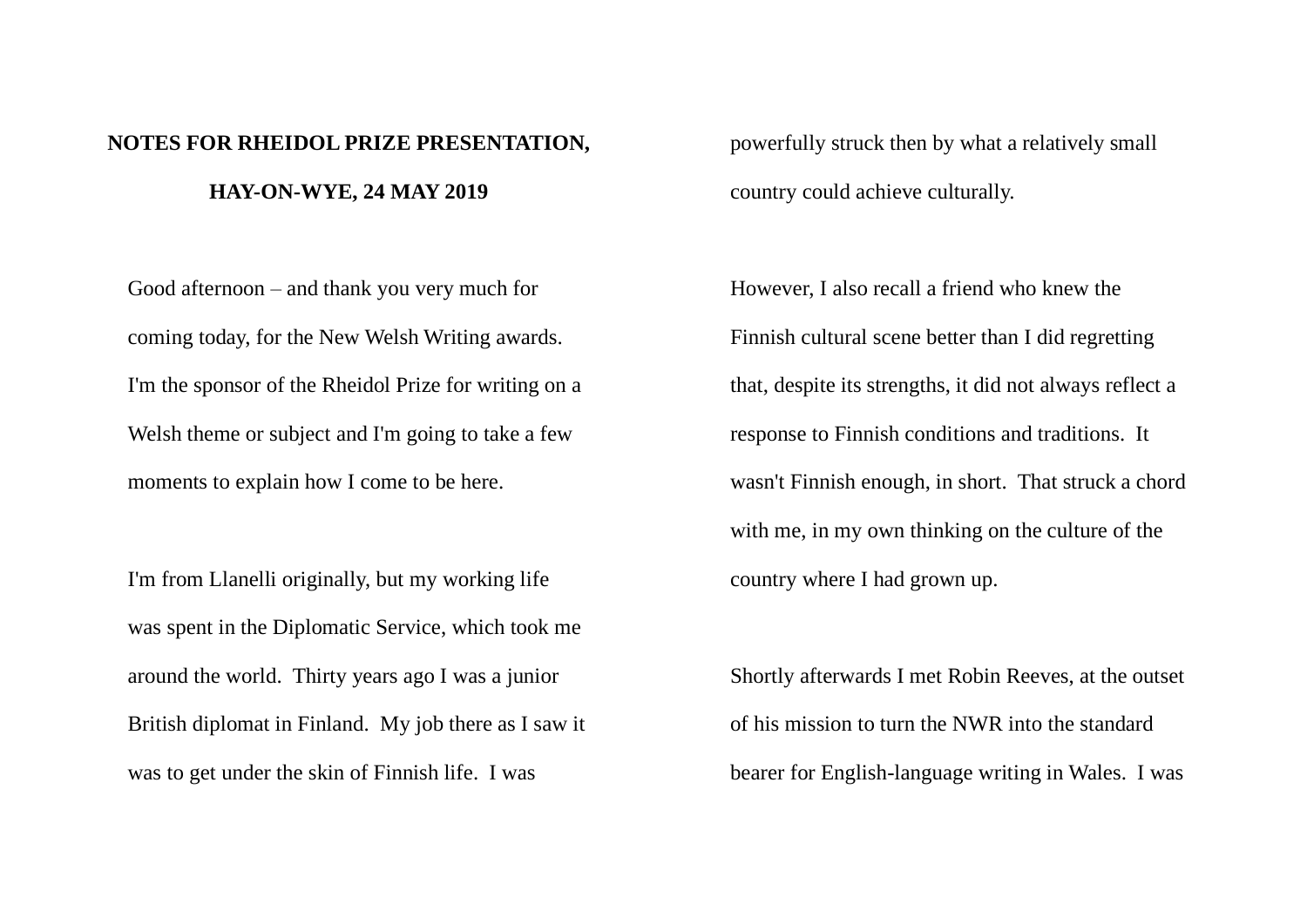# NOTES FOR RHEIDOL PRIZE PRESENTATION, HAY-ON-WYE, 24 MAY 2019

Good afternoon – and thank you very much for coming today, for the New Welsh Writing awards. I'm the sponsor of the Rheidol Prize for writing on a Welsh theme or subject and I'm going to take a few moments to explain how I come to be here.

I'm from Llanelli originally, but my working life was spent in the Diplomatic Service, which took me around the world. Thirty years ago I was a junior British diplomat in Finland. My job there as I saw it was to get under the skin of Finnish life. I was powerfully struck then by what a relatively small country could achieve culturally.

However, I also recall a friend who knew the Finnish cultural scene better than I did regretting that, despite its strengths, it did not always reflect a response to Finnish conditions and traditions. It wasn't Finnish enough, in short. That struck a chord with me, in my own thinking on the culture of the country where I had grown up.

Shortly afterwards I met Robin Reeves, at the outset of his mission to turn the NWR into the standard bearer for English-language writing in Wales. I was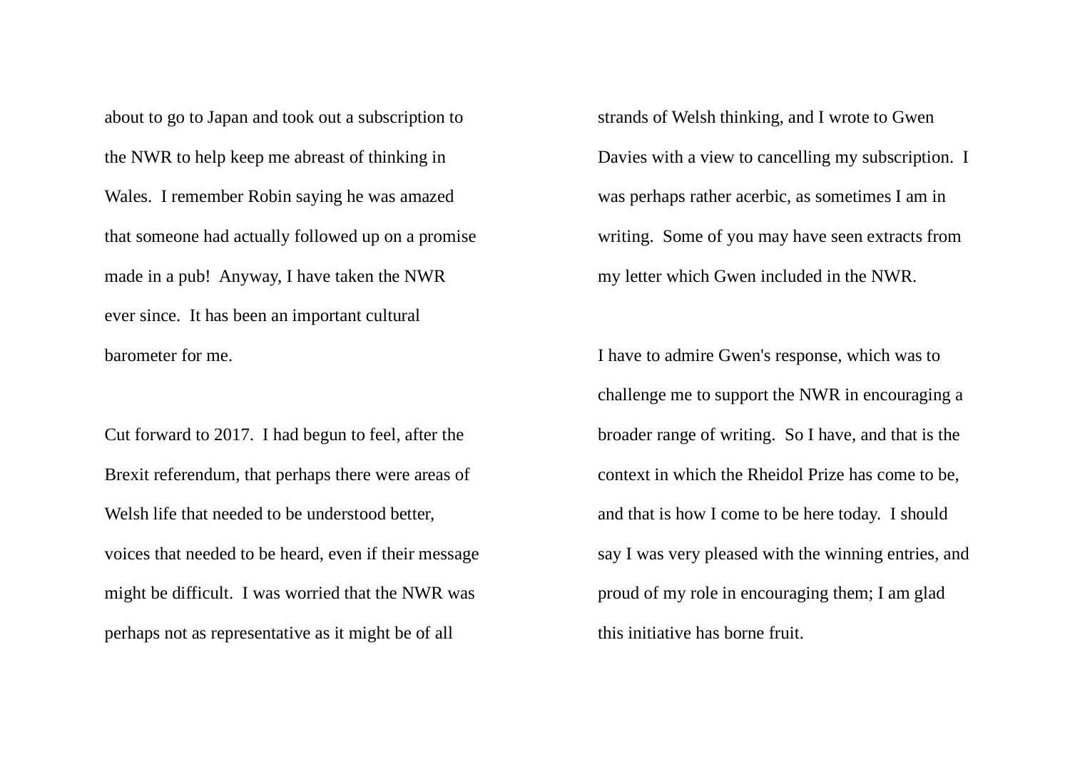about to go to Japan and took out a subscription to the NWR to help keep me abreast of thinking in Wales. I remember Robin saying he was amazed that someone had actually followed up on a promise made in a pub! Anyway, I have taken the NWR ever since. It has been an important cultural barometer for me.

Cut forward to 2017. I had begun to feel, after the Brexit referendum, that perhaps there were areas of Welsh life that needed to be understood better, voices that needed to be heard, even if their message might be difficult. I was worried that the NWR was perhaps not as representative as it might be of all strands of Welsh thinking, and I wrote to Gwen Davies with a view to cancelling my subscription. I was perhaps rather acerbic, as sometimes I am in writing. Some of you may have seen extracts from my letter which Gwen included in the NWR.

I have to admire Gwen's response, which was to challenge me to support the NWR in encouraging a broader range of writing. So I have, and that is the context in which the Rheidol Prize has come to be, and that is how I come to be here today. I should say I was very pleased with the winning entries, and proud of my role in encouraging them; I am glad this initiative has borne fruit.